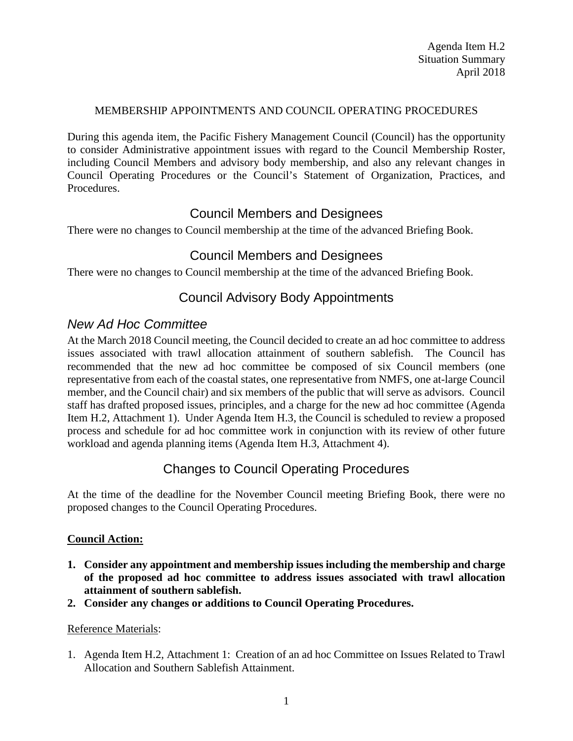Agenda Item H.2
Situation Summary
April 2018

MEMBERSHIP APPOINTMENTS AND COUNCIL OPERATING PROCEDURES

During this agenda item, the Pacific Fishery Management Council (Council) has the opportunity to consider Administrative appointment issues with regard to the Council Membership Roster, including Council Members and advisory body membership, and also any relevant changes in Council Operating Procedures or the Council's Statement of Organization, Practices, and Procedures.

## Council Members and Designees

There were no changes to Council membership at the time of the advanced Briefing Book.

## Council Members and Designees

There were no changes to Council membership at the time of the advanced Briefing Book.

## Council Advisory Body Appointments

### *New Ad Hoc Committee*

At the March 2018 Council meeting, the Council decided to create an ad hoc committee to address issues associated with trawl allocation attainment of southern sablefish. The Council has recommended that the new ad hoc committee be composed of six Council members (one representative from each of the coastal states, one representative from NMFS, one at-large Council member, and the Council chair) and six members of the public that will serve as advisors. Council staff has drafted proposed issues, principles, and a charge for the new ad hoc committee (Agenda Item H.2, Attachment 1). Under Agenda Item H.3, the Council is scheduled to review a proposed process and schedule for ad hoc committee work in conjunction with its review of other future workload and agenda planning items (Agenda Item H.3, Attachment 4).

## Changes to Council Operating Procedures

At the time of the deadline for the November Council meeting Briefing Book, there were no proposed changes to the Council Operating Procedures.

**Council Action:**

1. **Consider any appointment and membership issues including the membership and charge of the proposed ad hoc committee to address issues associated with trawl allocation attainment of southern sablefish.**
2. **Consider any changes or additions to Council Operating Procedures.**

Reference Materials:

1. Agenda Item H.2, Attachment 1: Creation of an ad hoc Committee on Issues Related to Trawl Allocation and Southern Sablefish Attainment.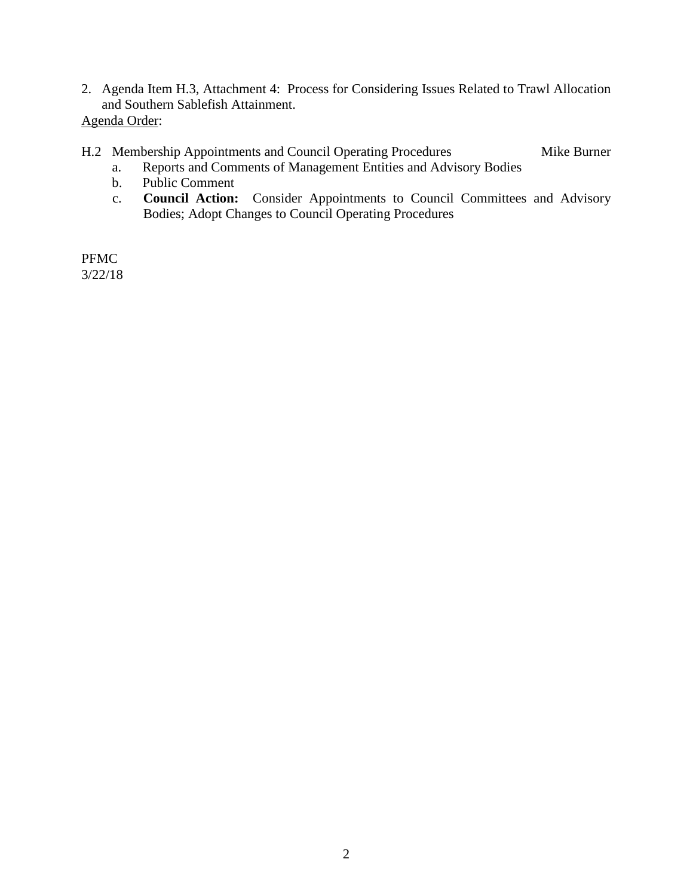2. Agenda Item H.3, Attachment 4: Process for Considering Issues Related to Trawl Allocation and Southern Sablefish Attainment.

Agenda Order:

H.2 Membership Appointments and Council Operating Procedures — Mike Burner

a. Reports and Comments of Management Entities and Advisory Bodies
b. Public Comment
c. **Council Action:** Consider Appointments to Council Committees and Advisory Bodies; Adopt Changes to Council Operating Procedures

PFMC
3/22/18